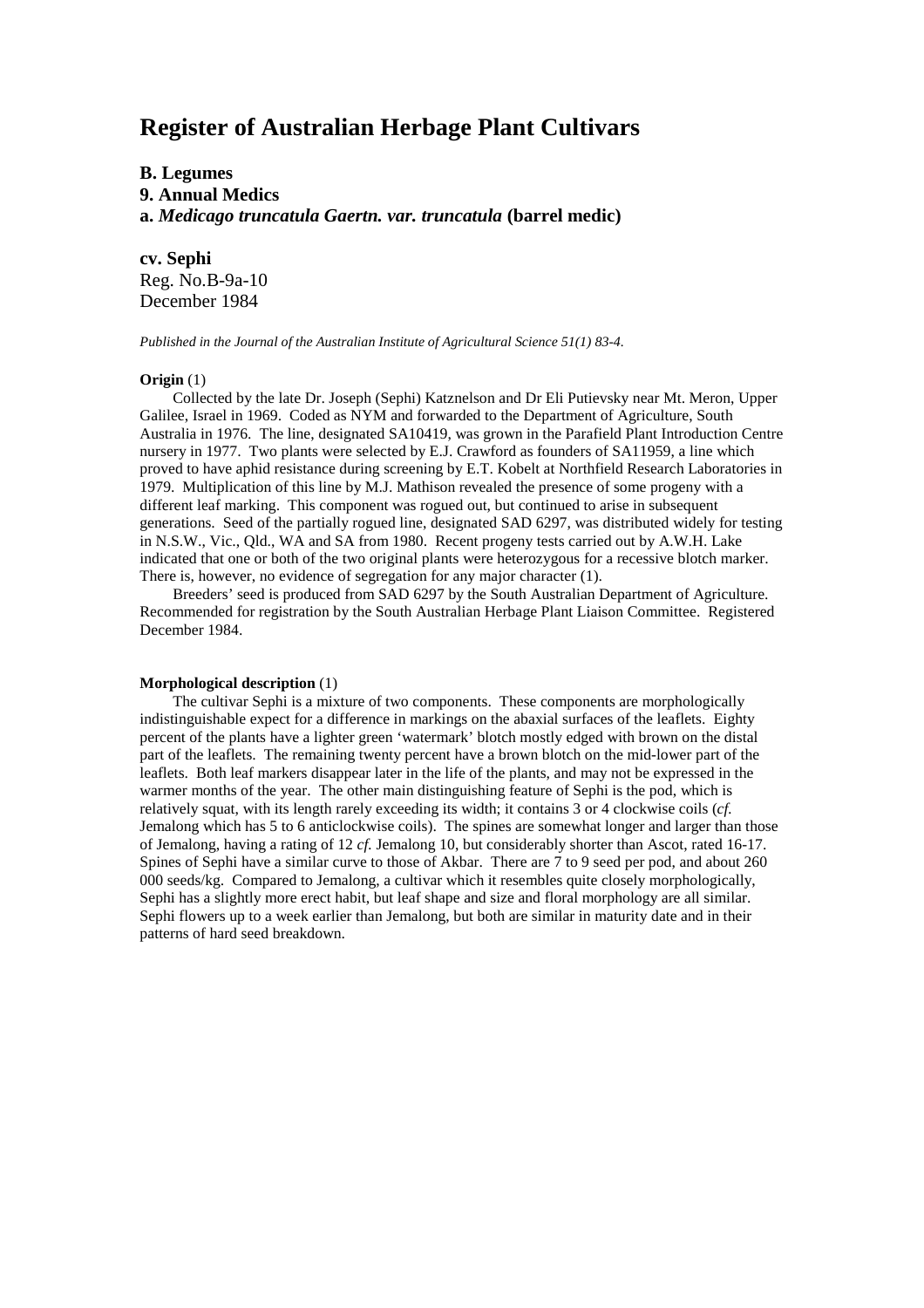# Register of Australian Herbage Plant Cultivars

**B. Legumes**
**9. Annual Medics**
**a. *Medicago truncatula Gaertn. var. truncatula* (barrel medic)**

**cv. Sephi**
Reg. No.B-9a-10
December 1984

*Published in the Journal of the Australian Institute of Agricultural Science 51(1) 83-4.*

**Origin** (1)

Collected by the late Dr. Joseph (Sephi) Katznelson and Dr Eli Putievsky near Mt. Meron, Upper Galilee, Israel in 1969. Coded as NYM and forwarded to the Department of Agriculture, South Australia in 1976. The line, designated SA10419, was grown in the Parafield Plant Introduction Centre nursery in 1977. Two plants were selected by E.J. Crawford as founders of SA11959, a line which proved to have aphid resistance during screening by E.T. Kobelt at Northfield Research Laboratories in 1979. Multiplication of this line by M.J. Mathison revealed the presence of some progeny with a different leaf marking. This component was rogued out, but continued to arise in subsequent generations. Seed of the partially rogued line, designated SAD 6297, was distributed widely for testing in N.S.W., Vic., Qld., WA and SA from 1980. Recent progeny tests carried out by A.W.H. Lake indicated that one or both of the two original plants were heterozygous for a recessive blotch marker. There is, however, no evidence of segregation for any major character (1).

Breeders' seed is produced from SAD 6297 by the South Australian Department of Agriculture. Recommended for registration by the South Australian Herbage Plant Liaison Committee. Registered December 1984.

**Morphological description** (1)

The cultivar Sephi is a mixture of two components. These components are morphologically indistinguishable expect for a difference in markings on the abaxial surfaces of the leaflets. Eighty percent of the plants have a lighter green 'watermark' blotch mostly edged with brown on the distal part of the leaflets. The remaining twenty percent have a brown blotch on the mid-lower part of the leaflets. Both leaf markers disappear later in the life of the plants, and may not be expressed in the warmer months of the year. The other main distinguishing feature of Sephi is the pod, which is relatively squat, with its length rarely exceeding its width; it contains 3 or 4 clockwise coils (*cf.* Jemalong which has 5 to 6 anticlockwise coils). The spines are somewhat longer and larger than those of Jemalong, having a rating of 12 *cf.* Jemalong 10, but considerably shorter than Ascot, rated 16-17. Spines of Sephi have a similar curve to those of Akbar. There are 7 to 9 seed per pod, and about 260 000 seeds/kg. Compared to Jemalong, a cultivar which it resembles quite closely morphologically, Sephi has a slightly more erect habit, but leaf shape and size and floral morphology are all similar. Sephi flowers up to a week earlier than Jemalong, but both are similar in maturity date and in their patterns of hard seed breakdown.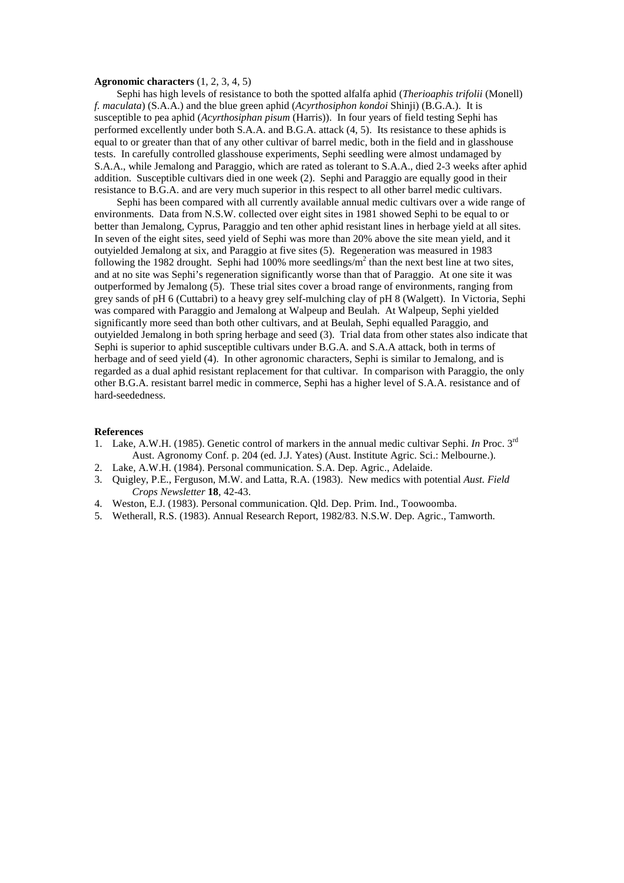**Agronomic characters** (1, 2, 3, 4, 5)

Sephi has high levels of resistance to both the spotted alfalfa aphid (*Therioaphis trifolii* (Monell) *f. maculata*) (S.A.A.) and the blue green aphid (*Acyrthosiphon kondoi* Shinji) (B.G.A.). It is susceptible to pea aphid (*Acyrthosiphan pisum* (Harris)). In four years of field testing Sephi has performed excellently under both S.A.A. and B.G.A. attack (4, 5). Its resistance to these aphids is equal to or greater than that of any other cultivar of barrel medic, both in the field and in glasshouse tests. In carefully controlled glasshouse experiments, Sephi seedling were almost undamaged by S.A.A., while Jemalong and Paraggio, which are rated as tolerant to S.A.A., died 2-3 weeks after aphid addition. Susceptible cultivars died in one week (2). Sephi and Paraggio are equally good in their resistance to B.G.A. and are very much superior in this respect to all other barrel medic cultivars.

Sephi has been compared with all currently available annual medic cultivars over a wide range of environments. Data from N.S.W. collected over eight sites in 1981 showed Sephi to be equal to or better than Jemalong, Cyprus, Paraggio and ten other aphid resistant lines in herbage yield at all sites. In seven of the eight sites, seed yield of Sephi was more than 20% above the site mean yield, and it outyielded Jemalong at six, and Paraggio at five sites (5). Regeneration was measured in 1983 following the 1982 drought. Sephi had 100% more seedlings/m$^2$ than the next best line at two sites, and at no site was Sephi's regeneration significantly worse than that of Paraggio. At one site it was outperformed by Jemalong (5). These trial sites cover a broad range of environments, ranging from grey sands of pH 6 (Cuttabri) to a heavy grey self-mulching clay of pH 8 (Walgett). In Victoria, Sephi was compared with Paraggio and Jemalong at Walpeup and Beulah. At Walpeup, Sephi yielded significantly more seed than both other cultivars, and at Beulah, Sephi equalled Paraggio, and outyielded Jemalong in both spring herbage and seed (3). Trial data from other states also indicate that Sephi is superior to aphid susceptible cultivars under B.G.A. and S.A.A attack, both in terms of herbage and of seed yield (4). In other agronomic characters, Sephi is similar to Jemalong, and is regarded as a dual aphid resistant replacement for that cultivar. In comparison with Paraggio, the only other B.G.A. resistant barrel medic in commerce, Sephi has a higher level of S.A.A. resistance and of hard-seededness.

**References**

1. Lake, A.W.H. (1985). Genetic control of markers in the annual medic cultivar Sephi. *In* Proc. 3rd Aust. Agronomy Conf. p. 204 (ed. J.J. Yates) (Aust. Institute Agric. Sci.: Melbourne.).
2. Lake, A.W.H. (1984). Personal communication. S.A. Dep. Agric., Adelaide.
3. Quigley, P.E., Ferguson, M.W. and Latta, R.A. (1983). New medics with potential *Aust. Field Crops Newsletter* **18**, 42-43.
4. Weston, E.J. (1983). Personal communication. Qld. Dep. Prim. Ind., Toowoomba.
5. Wetherall, R.S. (1983). Annual Research Report, 1982/83. N.S.W. Dep. Agric., Tamworth.